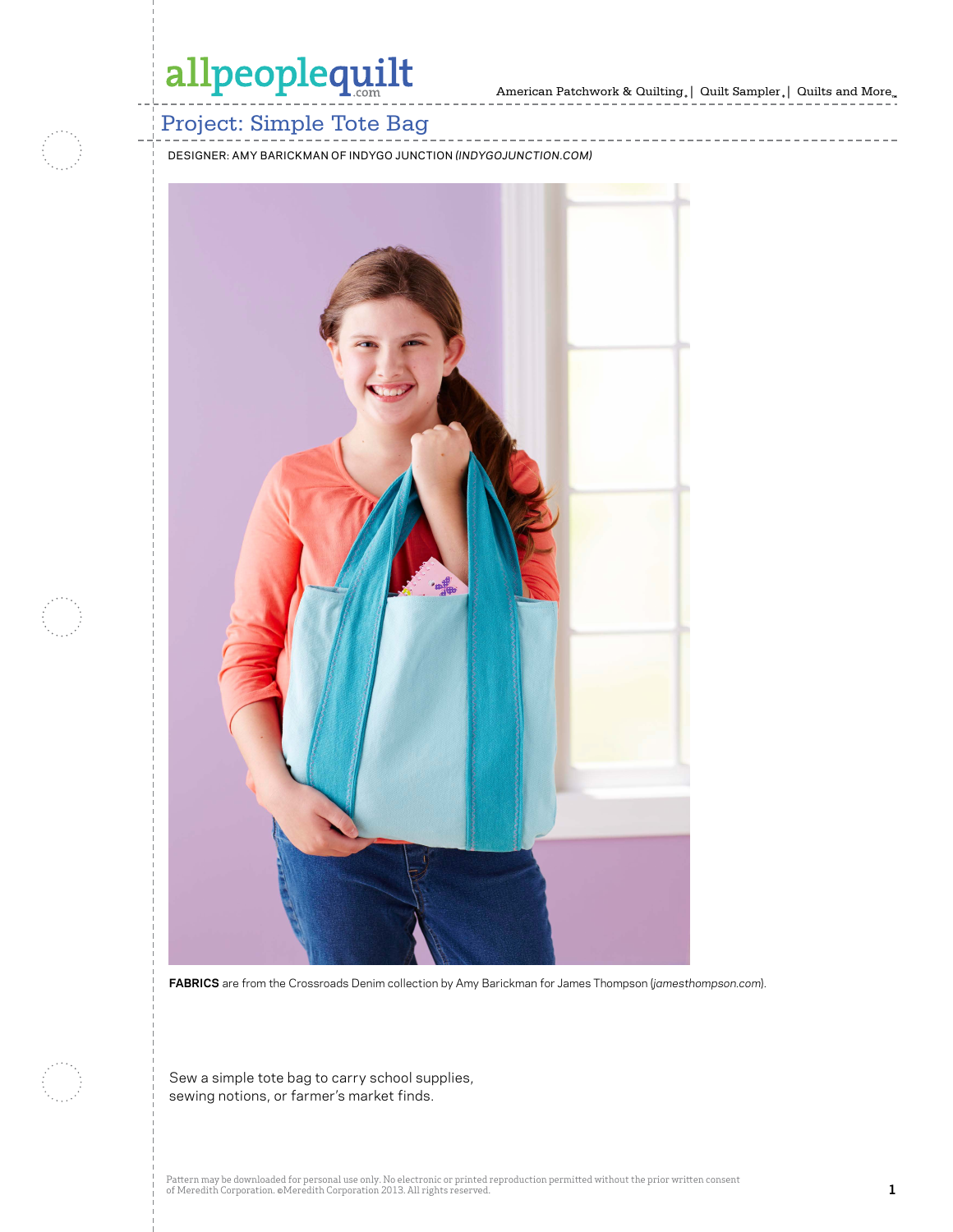# Project: Simple Tote Bag

DESIGNER: AMY BARICKMAN OF INDYGO JUNCTION *(INDYGOJUNCTION.COM)*

**FABRICS** are from the Crossroads Denim collection by Amy Barickman for James Thompson (*jamesthompson.com*).

Sew a simple tote bag to carry school supplies, sewing notions, or farmer's market finds.

Pattern may be downloaded for personal use only. No electronic or printed reproduction permitted without the prior written consent of Meredith Corporation. ©Meredith Corporation 2013. All rights reserved.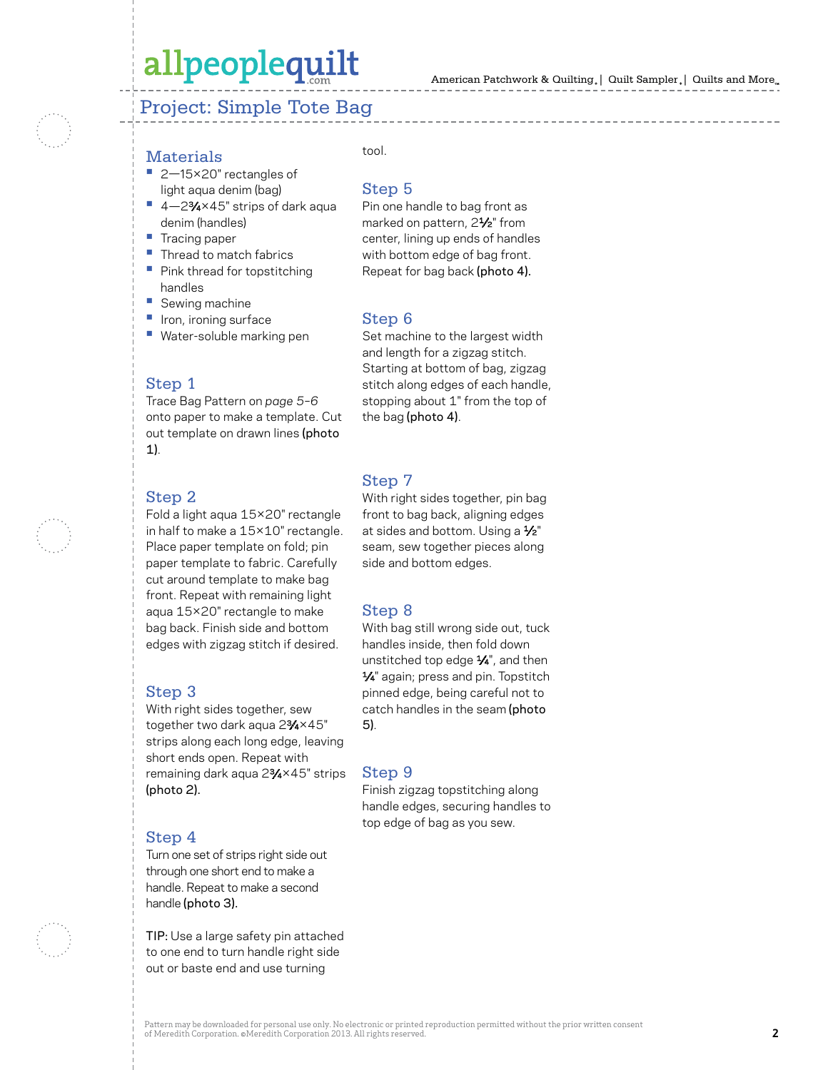# Project: Simple Tote Bag

## Materials

- 2—15×20" rectangles of light aqua denim (bag)
- 4—2¾×45" strips of dark aqua denim (handles)
- Tracing paper
- Thread to match fabrics
- Pink thread for topstitching handles
- Sewing machine
- Iron, ironing surface
- Water-soluble marking pen

## Step 1

Trace Bag Pattern on *page 5–6* onto paper to make a template. Cut out template on drawn lines **(photo 1)**.

## Step 2

Fold a light aqua 15×20" rectangle in half to make a 15×10" rectangle. Place paper template on fold; pin paper template to fabric. Carefully cut around template to make bag front. Repeat with remaining light aqua 15×20" rectangle to make bag back. Finish side and bottom edges with zigzag stitch if desired.

## Step 3

With right sides together, sew together two dark aqua 2¾×45" strips along each long edge, leaving short ends open. Repeat with remaining dark aqua 2¾×45" strips **(photo 2)**.

## Step 4

Turn one set of strips right side out through one short end to make a handle. Repeat to make a second handle **(photo 3)**.

TIP: Use a large safety pin attached to one end to turn handle right side out or baste end and use turning tool.

## Step 5

Pin one handle to bag front as marked on pattern, 2½" from center, lining up ends of handles with bottom edge of bag front. Repeat for bag back **(photo 4)**.

## Step 6

Set machine to the largest width and length for a zigzag stitch. Starting at bottom of bag, zigzag stitch along edges of each handle, stopping about 1" from the top of the bag **(photo 4)**.

## Step 7

With right sides together, pin bag front to bag back, aligning edges at sides and bottom. Using a ½" seam, sew together pieces along side and bottom edges.

## Step 8

With bag still wrong side out, tuck handles inside, then fold down unstitched top edge ¼", and then ¼" again; press and pin. Topstitch pinned edge, being careful not to catch handles in the seam **(photo 5)**.

## Step 9

Finish zigzag topstitching along handle edges, securing handles to top edge of bag as you sew.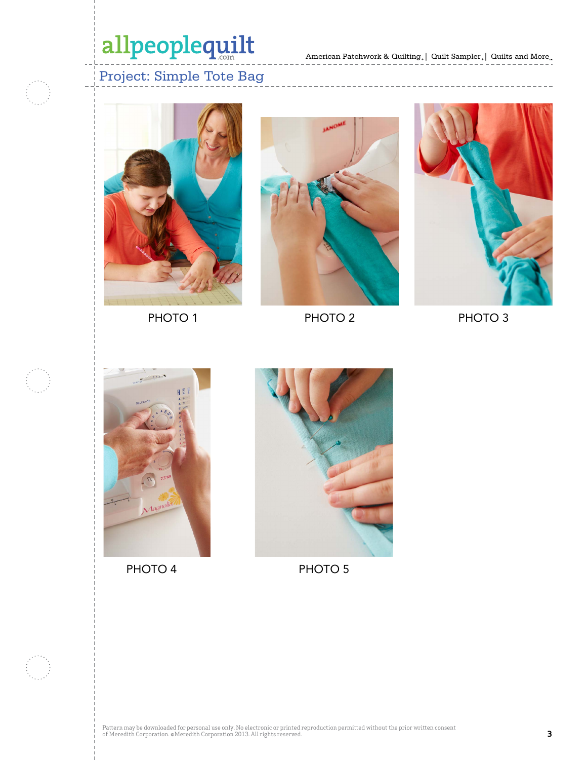Project: Simple Tote Bag

PHOTO 1

PHOTO 2

PHOTO 3

PHOTO 4

PHOTO 5

Pattern may be downloaded for personal use only. No electronic or printed reproduction permitted without the prior written consent of Meredith Corporation. ©Meredith Corporation 2013. All rights reserved.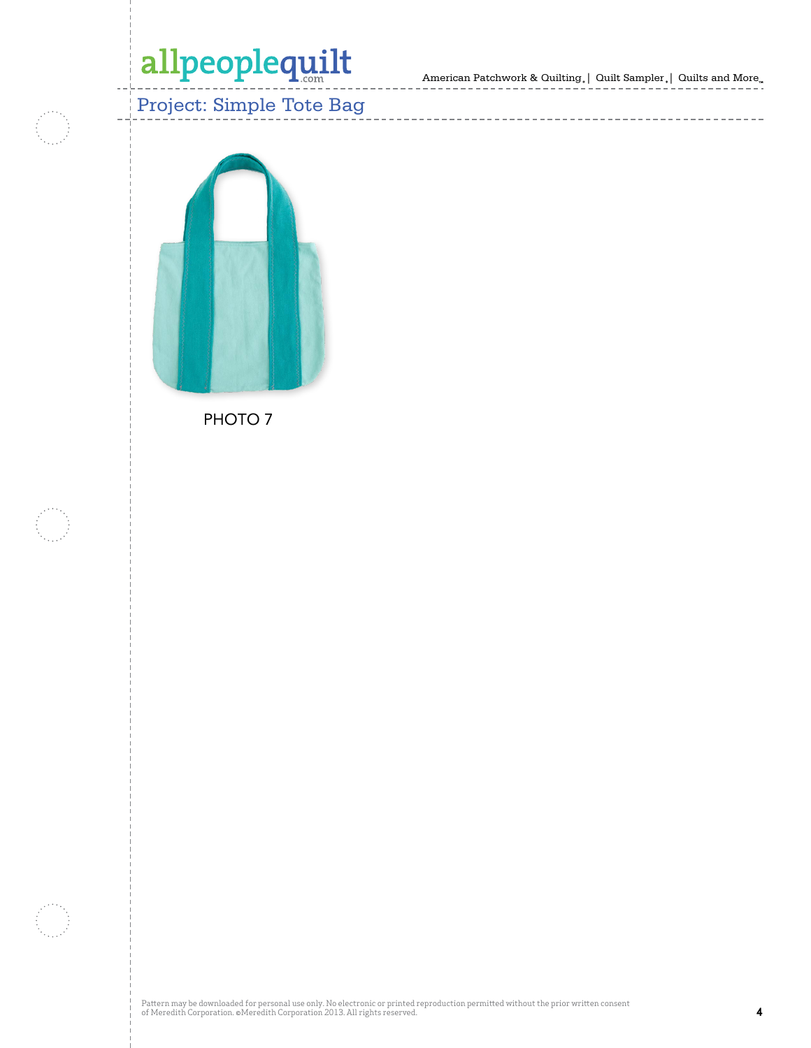PHOTO 7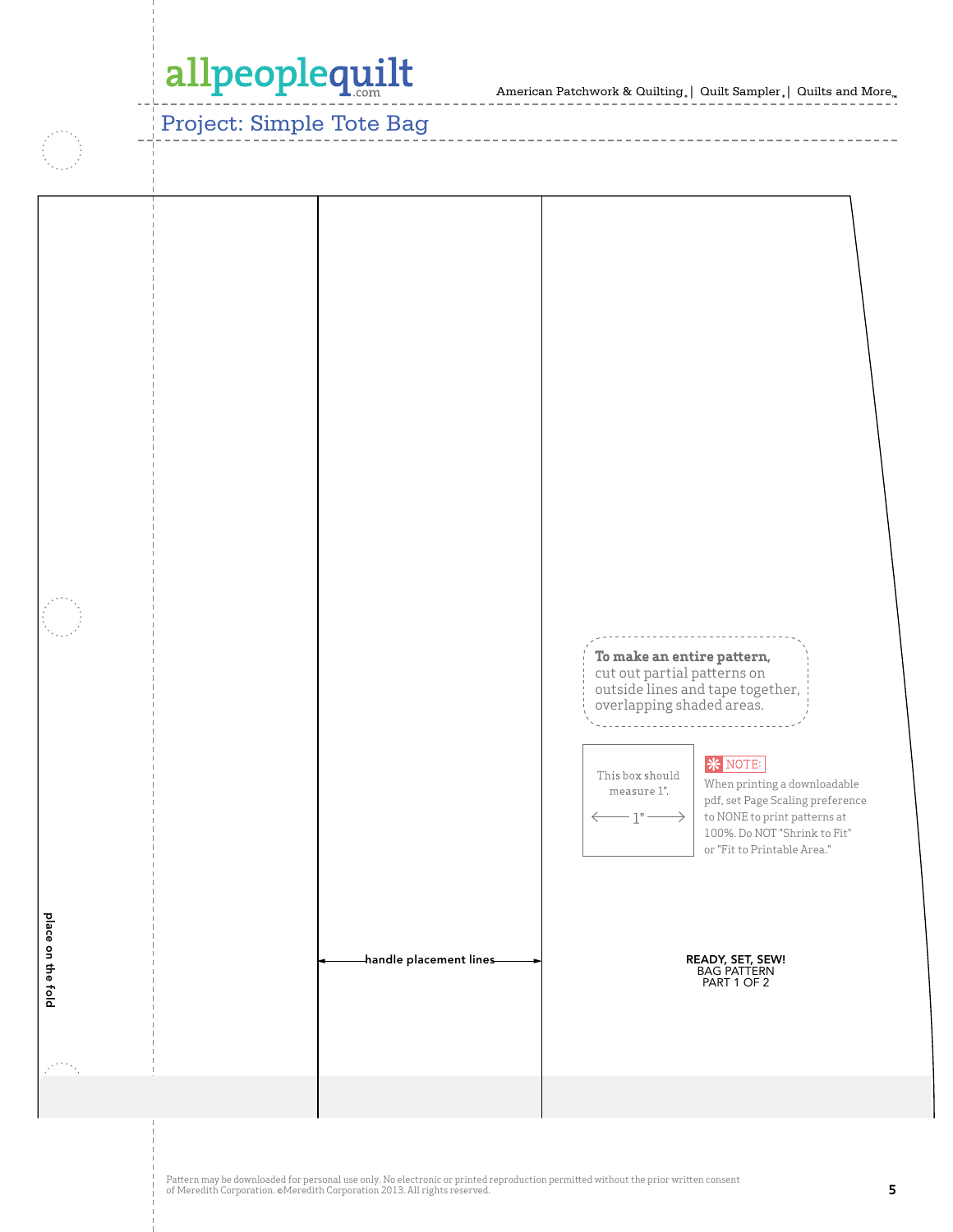Project: Simple Tote Bag

place on the fold

handle placement lines

**To make an entire pattern,** cut out partial patterns on outside lines and tape together, overlapping shaded areas.

This box should measure 1".

← 1" →

NOTE: When printing a downloadable pdf, set Page Scaling preference to NONE to print patterns at 100%. Do NOT "Shrink to Fit" or "Fit to Printable Area."

**READY, SET, SEW!**
BAG PATTERN
PART 1 OF 2

Pattern may be downloaded for personal use only. No electronic or printed reproduction permitted without the prior written consent of Meredith Corporation. ©Meredith Corporation 2013. All rights reserved.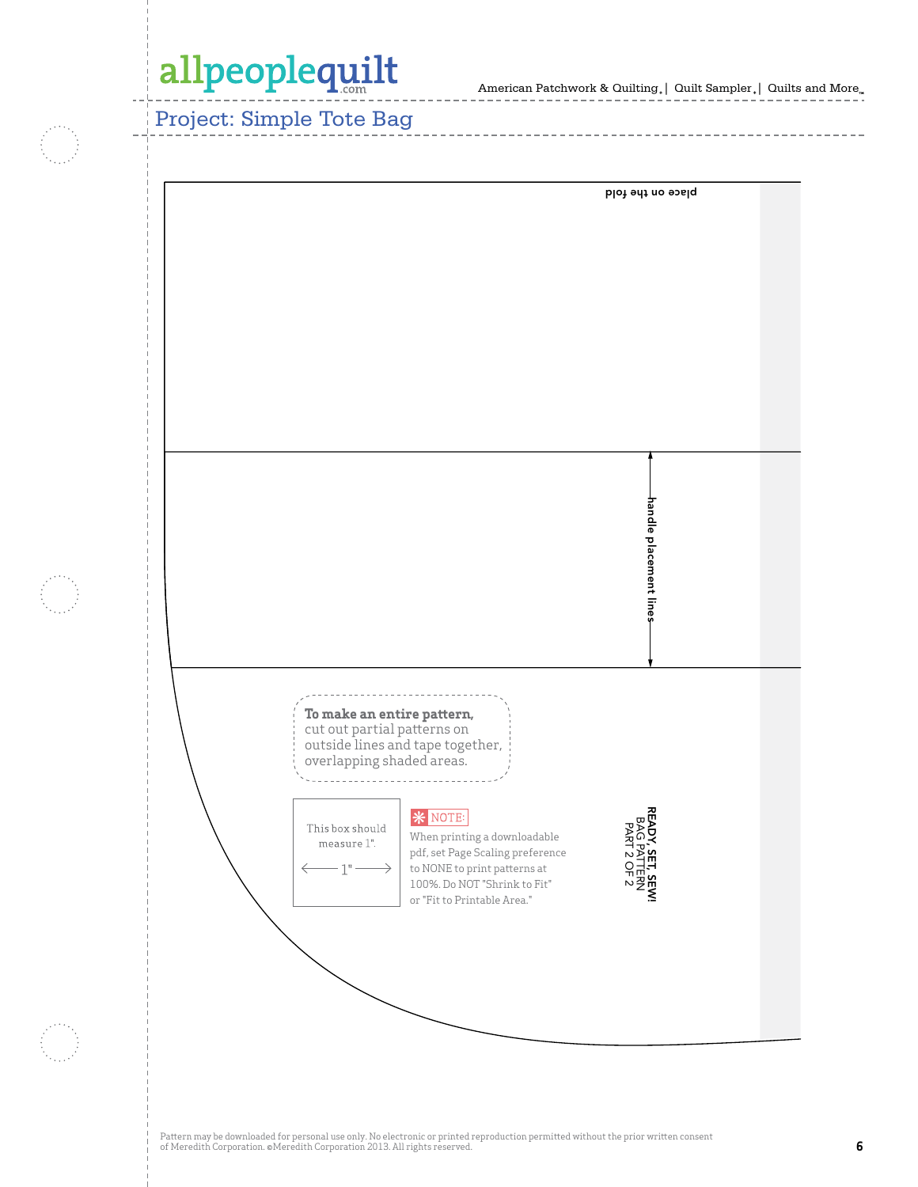## Project: Simple Tote Bag

place on the fold

handle placement lines

**To make an entire pattern,** cut out partial patterns on outside lines and tape together, overlapping shaded areas.

This box should measure 1".

1"

NOTE:

When printing a downloadable pdf, set Page Scaling preference to NONE to print patterns at 100%. Do NOT "Shrink to Fit" or "Fit to Printable Area."

**READY, SET, SEW!**
BAG PATTERN
PART 2 OF 2

Pattern may be downloaded for personal use only. No electronic or printed reproduction permitted without the prior written consent of Meredith Corporation. ©Meredith Corporation 2013. All rights reserved.